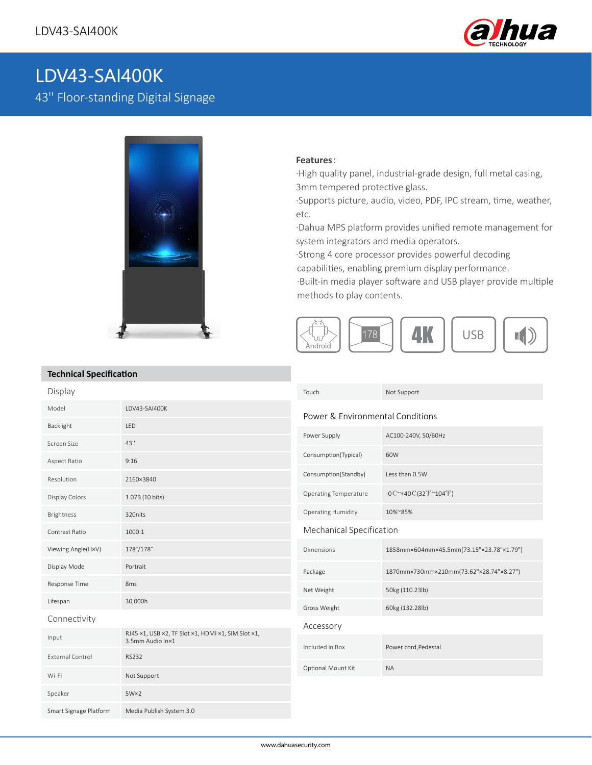# LDV43-SAI400K

43'' Floor-standing Digital Signage

**Features**:

·High quality panel, industrial-grade design, full metal casing, 3mm tempered protective glass.

·Supports picture, audio, video, PDF, IPC stream, time, weather, etc.

·Dahua MPS platform provides unified remote management for system integrators and media operators.

·Strong 4 core processor provides powerful decoding capabilities, enabling premium display performance.

·Built-in media player software and USB player provide multiple methods to play contents.

## Technical Specification

### Display

| | |
|---|---|
| Model | LDV43-SAI400K |
| Backlight | LED |
| Screen Size | 43'' |
| Aspect Ratio | 9:16 |
| Resolution | 2160×3840 |
| Display Colors | 1.07B (10 bits) |
| Brightness | 320nits |
| Contrast Ratio | 1000:1 |
| Viewing Angle(H×V) | 178°/178° |
| Display Mode | Portrait |
| Response Time | 8ms |
| Lifespan | 30,000h |

### Connectivity

| | |
|---|---|
| Input | RJ45 ×1, USB ×2, TF Slot ×1, HDMI ×1, SIM Slot ×1, 3.5mm Audio In×1 |
| External Control | RS232 |
| Wi-Fi | Not Support |
| Speaker | 5W×2 |
| Smart Signage Platform | Media Publish System 3.0 |
| Touch | Not Support |

### Power & Environmental Conditions

| | |
|---|---|
| Power Supply | AC100-240V, 50/60Hz |
| Consumption(Typical) | 60W |
| Consumption(Standby) | Less than 0.5W |
| Operating Temperature | -0℃~+40℃(32℉~104℉) |
| Operating Humidity | 10%~85% |

### Mechanical Specification

| | |
|---|---|
| Dimensions | 1858mm×604mm×45.5mm(73.15"×23.78"×1.79") |
| Package | 1870mm×730mm×210mm(73.62"×28.74"×8.27") |
| Net Weight | 50kg (110.23lb) |
| Gross Weight | 60kg (132.28lb) |

### Accessory

| | |
|---|---|
| Included in Box | Power cord,Pedestal |
| Optional Mount Kit | NA |

www.dahuasecurity.com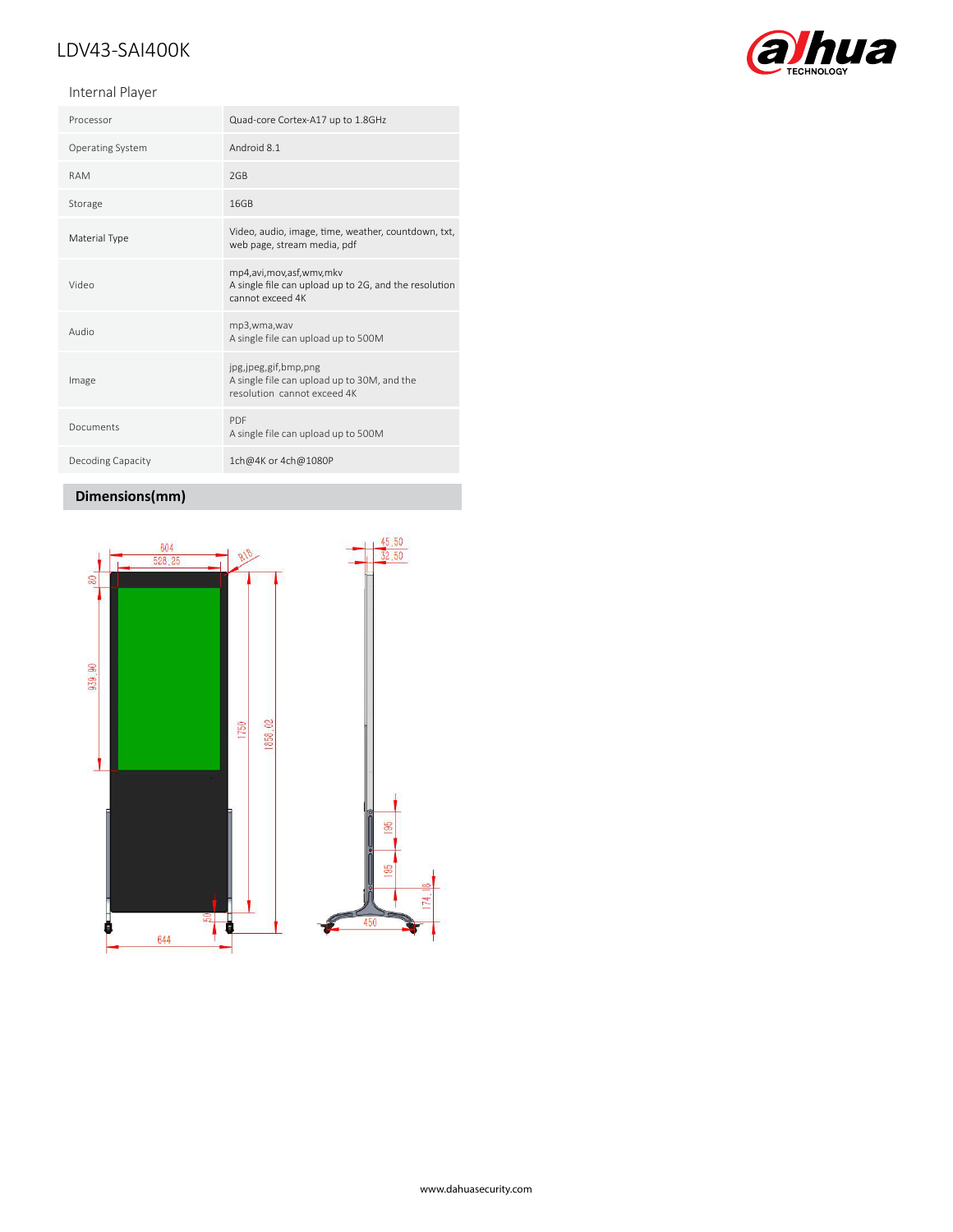## Internal Player

| | |
|---|---|
| Processor | Quad-core Cortex-A17 up to 1.8GHz |
| Operating System | Android 8.1 |
| RAM | 2GB |
| Storage | 16GB |
| Material Type | Video, audio, image, time, weather, countdown, txt, web page, stream media, pdf |
| Video | mp4,avi,mov,asf,wmv,mkv<br>A single file can upload up to 2G, and the resolution cannot exceed 4K |
| Audio | mp3,wma,wav<br>A single file can upload up to 500M |
| Image | jpg,jpeg,gif,bmp,png<br>A single file can upload up to 30M, and the resolution cannot exceed 4K |
| Documents | PDF<br>A single file can upload up to 500M |
| Decoding Capacity | 1ch@4K or 4ch@1080P |

## Dimensions(mm)

604
528.25
R18
80
939.90
1750
1858.02
50
644
45.50
32.50
195
185
174.18
450